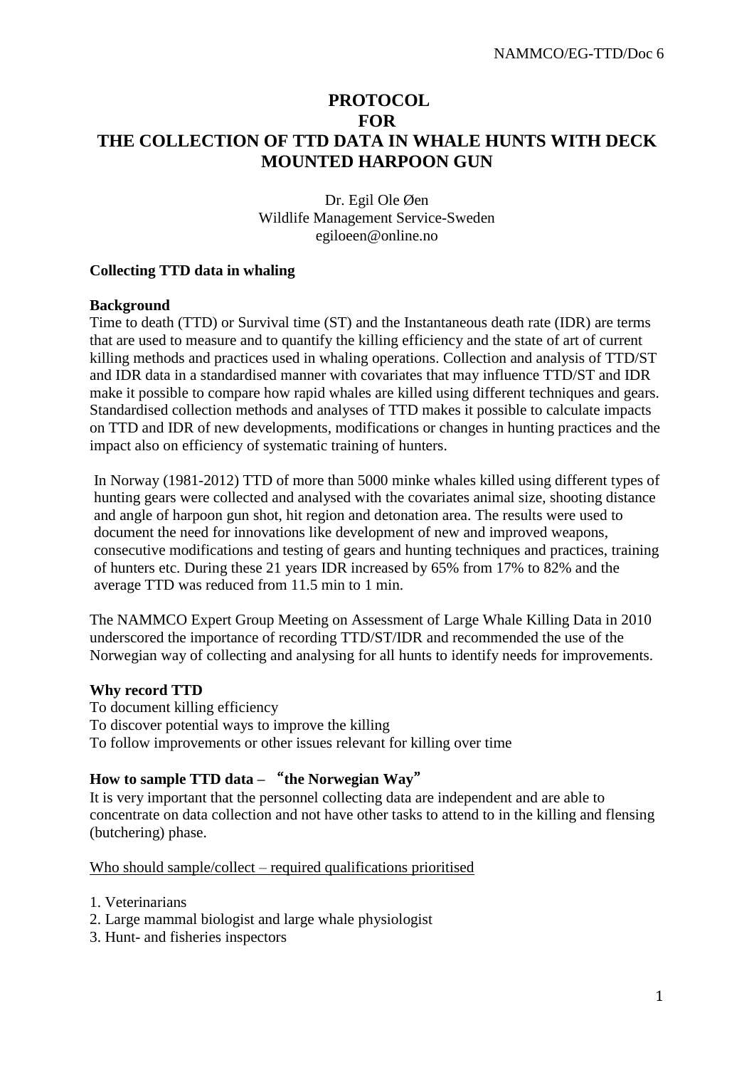# PROTOCOL FOR THE COLLECTION OF TTD DATA IN WHALE HUNTS WITH DECK MOUNTED HARPOON GUN

Dr. Egil Ole Øen
Wildlife Management Service-Sweden
egiloeen@online.no

**Collecting TTD data in whaling**

**Background**

Time to death (TTD) or Survival time (ST) and the Instantaneous death rate (IDR) are terms that are used to measure and to quantify the killing efficiency and the state of art of current killing methods and practices used in whaling operations. Collection and analysis of TTD/ST and IDR data in a standardised manner with covariates that may influence TTD/ST and IDR make it possible to compare how rapid whales are killed using different techniques and gears. Standardised collection methods and analyses of TTD makes it possible to calculate impacts on TTD and IDR of new developments, modifications or changes in hunting practices and the impact also on efficiency of systematic training of hunters.

In Norway (1981-2012) TTD of more than 5000 minke whales killed using different types of hunting gears were collected and analysed with the covariates animal size, shooting distance and angle of harpoon gun shot, hit region and detonation area. The results were used to document the need for innovations like development of new and improved weapons, consecutive modifications and testing of gears and hunting techniques and practices, training of hunters etc. During these 21 years IDR increased by 65% from 17% to 82% and the average TTD was reduced from 11.5 min to 1 min.

The NAMMCO Expert Group Meeting on Assessment of Large Whale Killing Data in 2010 underscored the importance of recording TTD/ST/IDR and recommended the use of the Norwegian way of collecting and analysing for all hunts to identify needs for improvements.

**Why record TTD**

To document killing efficiency
To discover potential ways to improve the killing
To follow improvements or other issues relevant for killing over time

**How to sample TTD data – "the Norwegian Way"**

It is very important that the personnel collecting data are independent and are able to concentrate on data collection and not have other tasks to attend to in the killing and flensing (butchering) phase.

<u>Who should sample/collect – required qualifications prioritised</u>

1. Veterinarians
2. Large mammal biologist and large whale physiologist
3. Hunt- and fisheries inspectors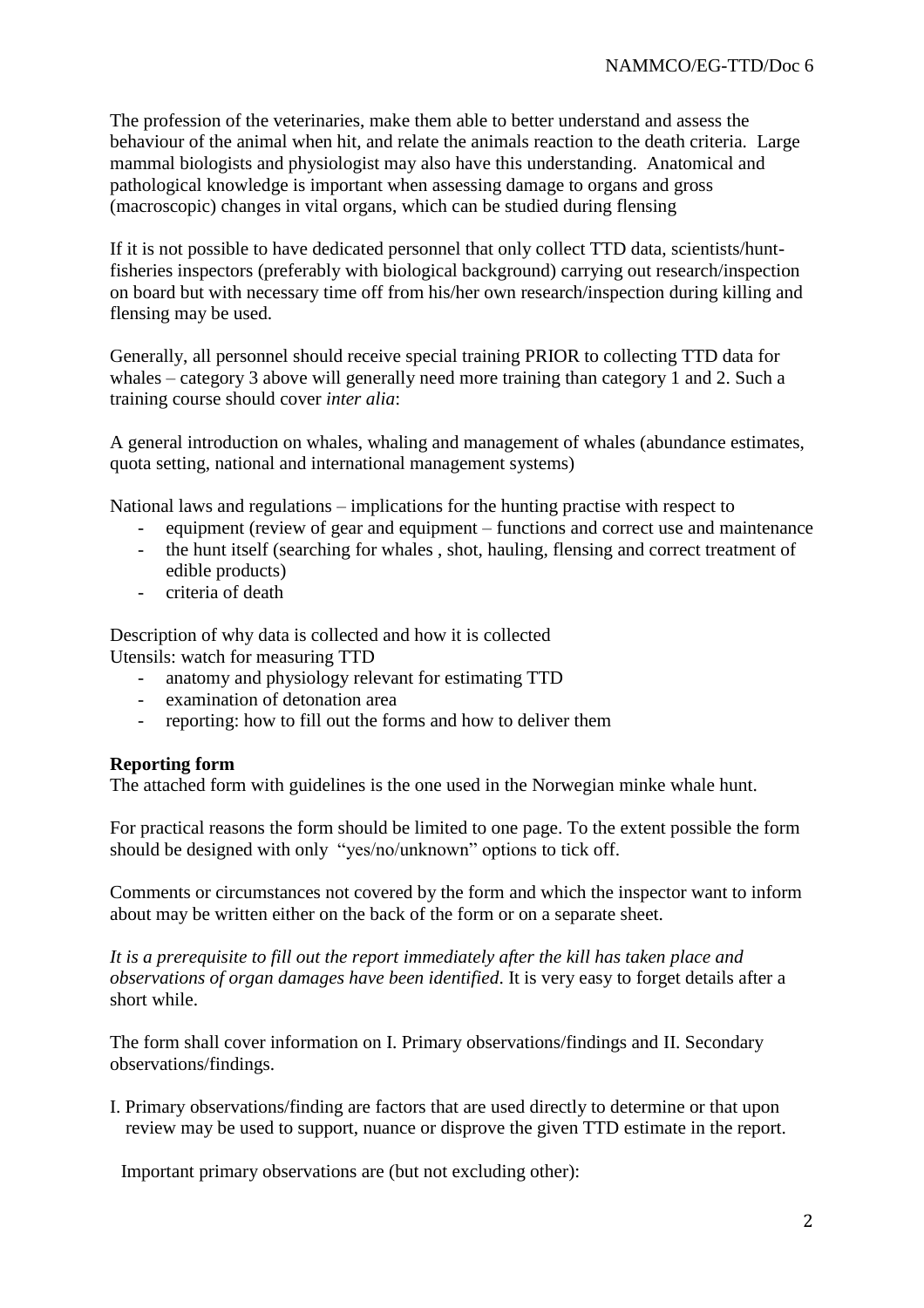The profession of the veterinaries, make them able to better understand and assess the behaviour of the animal when hit, and relate the animals reaction to the death criteria. Large mammal biologists and physiologist may also have this understanding. Anatomical and pathological knowledge is important when assessing damage to organs and gross (macroscopic) changes in vital organs, which can be studied during flensing

If it is not possible to have dedicated personnel that only collect TTD data, scientists/hunt-fisheries inspectors (preferably with biological background) carrying out research/inspection on board but with necessary time off from his/her own research/inspection during killing and flensing may be used.

Generally, all personnel should receive special training PRIOR to collecting TTD data for whales – category 3 above will generally need more training than category 1 and 2. Such a training course should cover *inter alia*:

A general introduction on whales, whaling and management of whales (abundance estimates, quota setting, national and international management systems)

National laws and regulations – implications for the hunting practise with respect to

- equipment (review of gear and equipment – functions and correct use and maintenance
- the hunt itself (searching for whales , shot, hauling, flensing and correct treatment of edible products)
- criteria of death

Description of why data is collected and how it is collected
Utensils: watch for measuring TTD

- anatomy and physiology relevant for estimating TTD
- examination of detonation area
- reporting: how to fill out the forms and how to deliver them

**Reporting form**
The attached form with guidelines is the one used in the Norwegian minke whale hunt.

For practical reasons the form should be limited to one page. To the extent possible the form should be designed with only "yes/no/unknown" options to tick off.

Comments or circumstances not covered by the form and which the inspector want to inform about may be written either on the back of the form or on a separate sheet.

*It is a prerequisite to fill out the report immediately after the kill has taken place and observations of organ damages have been identified*. It is very easy to forget details after a short while.

The form shall cover information on I. Primary observations/findings and II. Secondary observations/findings.

I. Primary observations/finding are factors that are used directly to determine or that upon review may be used to support, nuance or disprove the given TTD estimate in the report.

Important primary observations are (but not excluding other):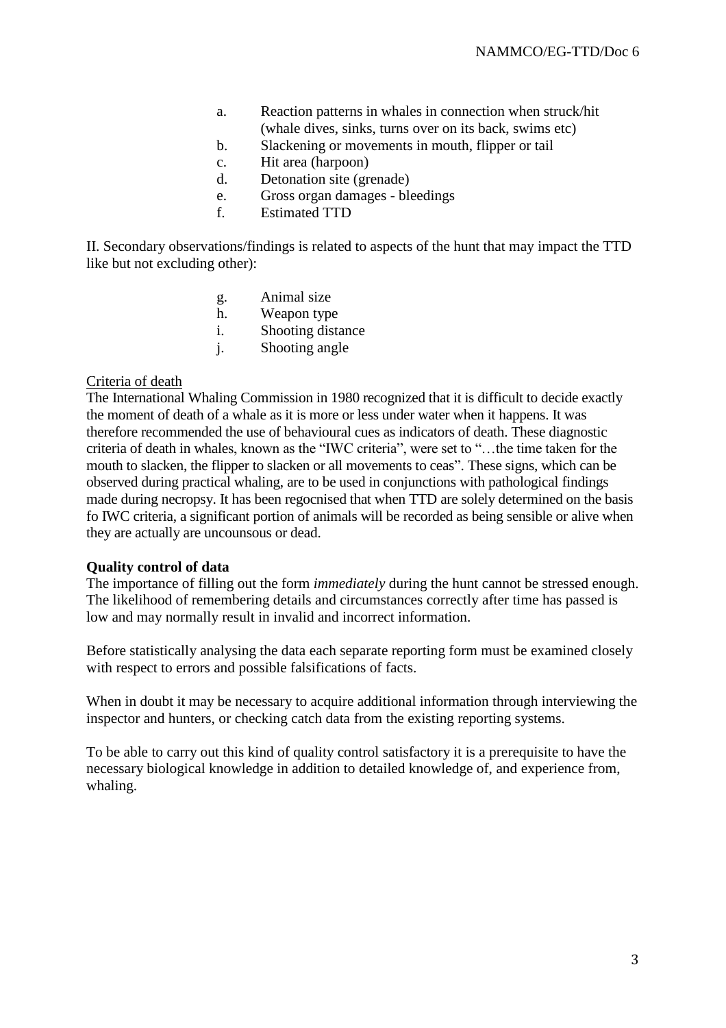a. Reaction patterns in whales in connection when struck/hit (whale dives, sinks, turns over on its back, swims etc)
b. Slackening or movements in mouth, flipper or tail
c. Hit area (harpoon)
d. Detonation site (grenade)
e. Gross organ damages - bleedings
f. Estimated TTD

II. Secondary observations/findings is related to aspects of the hunt that may impact the TTD like but not excluding other):

g. Animal size
h. Weapon type
i. Shooting distance
j. Shooting angle

<u>Criteria of death</u>
The International Whaling Commission in 1980 recognized that it is difficult to decide exactly the moment of death of a whale as it is more or less under water when it happens. It was therefore recommended the use of behavioural cues as indicators of death. These diagnostic criteria of death in whales, known as the "IWC criteria", were set to "…the time taken for the mouth to slacken, the flipper to slacken or all movements to ceas". These signs, which can be observed during practical whaling, are to be used in conjunctions with pathological findings made during necropsy. It has been regocnised that when TTD are solely determined on the basis fo IWC criteria, a significant portion of animals will be recorded as being sensible or alive when they are actually are uncounsous or dead.

**Quality control of data**

The importance of filling out the form *immediately* during the hunt cannot be stressed enough. The likelihood of remembering details and circumstances correctly after time has passed is low and may normally result in invalid and incorrect information.

Before statistically analysing the data each separate reporting form must be examined closely with respect to errors and possible falsifications of facts.

When in doubt it may be necessary to acquire additional information through interviewing the inspector and hunters, or checking catch data from the existing reporting systems.

To be able to carry out this kind of quality control satisfactory it is a prerequisite to have the necessary biological knowledge in addition to detailed knowledge of, and experience from, whaling.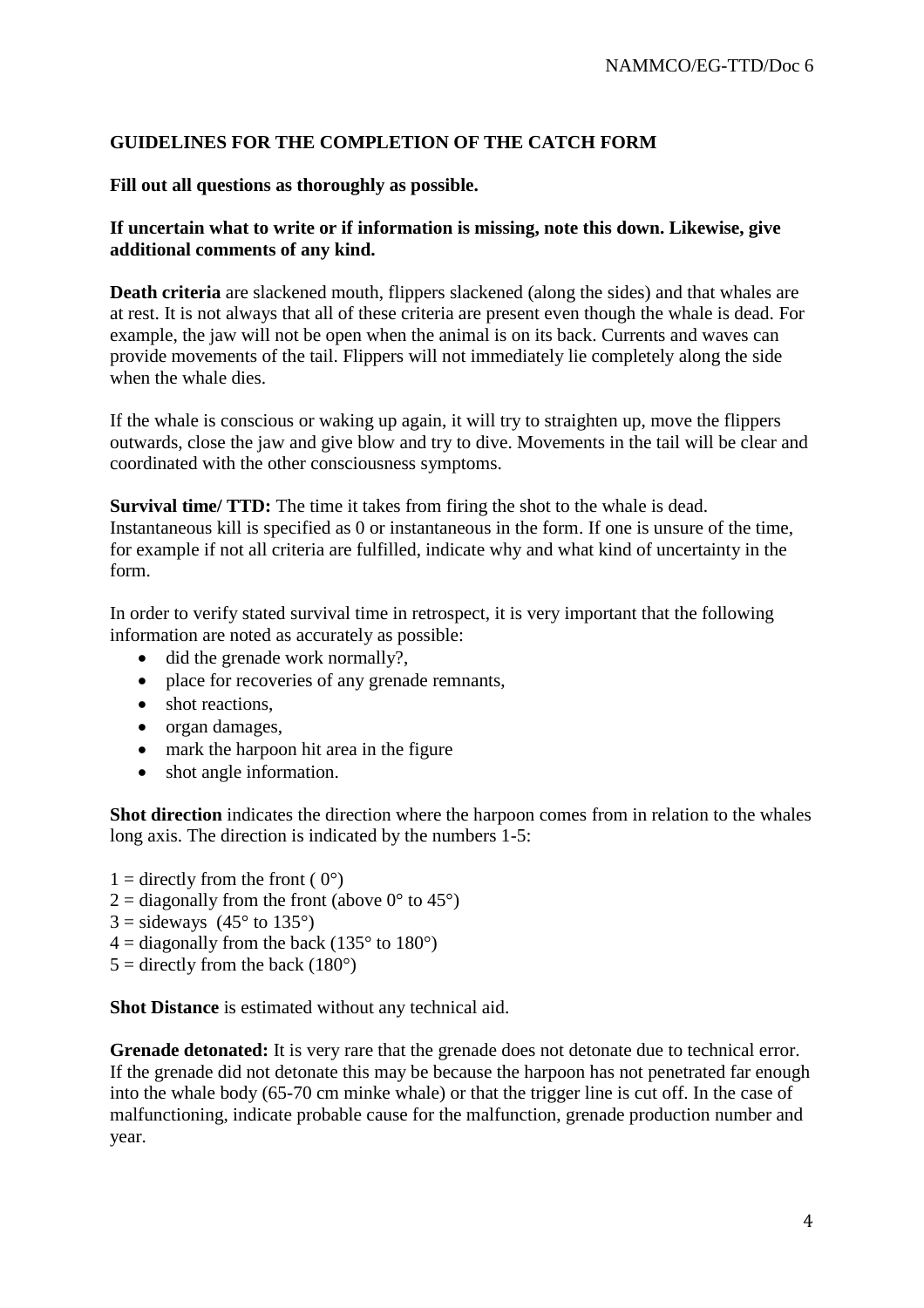## GUIDELINES FOR THE COMPLETION OF THE CATCH FORM

**Fill out all questions as thoroughly as possible.**

**If uncertain what to write or if information is missing, note this down. Likewise, give additional comments of any kind.**

**Death criteria** are slackened mouth, flippers slackened (along the sides) and that whales are at rest. It is not always that all of these criteria are present even though the whale is dead. For example, the jaw will not be open when the animal is on its back. Currents and waves can provide movements of the tail. Flippers will not immediately lie completely along the side when the whale dies.

If the whale is conscious or waking up again, it will try to straighten up, move the flippers outwards, close the jaw and give blow and try to dive. Movements in the tail will be clear and coordinated with the other consciousness symptoms.

**Survival time/ TTD:** The time it takes from firing the shot to the whale is dead. Instantaneous kill is specified as 0 or instantaneous in the form. If one is unsure of the time, for example if not all criteria are fulfilled, indicate why and what kind of uncertainty in the form.

In order to verify stated survival time in retrospect, it is very important that the following information are noted as accurately as possible:

- did the grenade work normally?,
- place for recoveries of any grenade remnants,
- shot reactions,
- organ damages,
- mark the harpoon hit area in the figure
- shot angle information.

**Shot direction** indicates the direction where the harpoon comes from in relation to the whales long axis. The direction is indicated by the numbers 1-5:

1 = directly from the front ( 0°)
2 = diagonally from the front (above 0° to 45°)
3 = sideways (45° to 135°)
4 = diagonally from the back (135° to 180°)
5 = directly from the back (180°)

**Shot Distance** is estimated without any technical aid.

**Grenade detonated:** It is very rare that the grenade does not detonate due to technical error. If the grenade did not detonate this may be because the harpoon has not penetrated far enough into the whale body (65-70 cm minke whale) or that the trigger line is cut off. In the case of malfunctioning, indicate probable cause for the malfunction, grenade production number and year.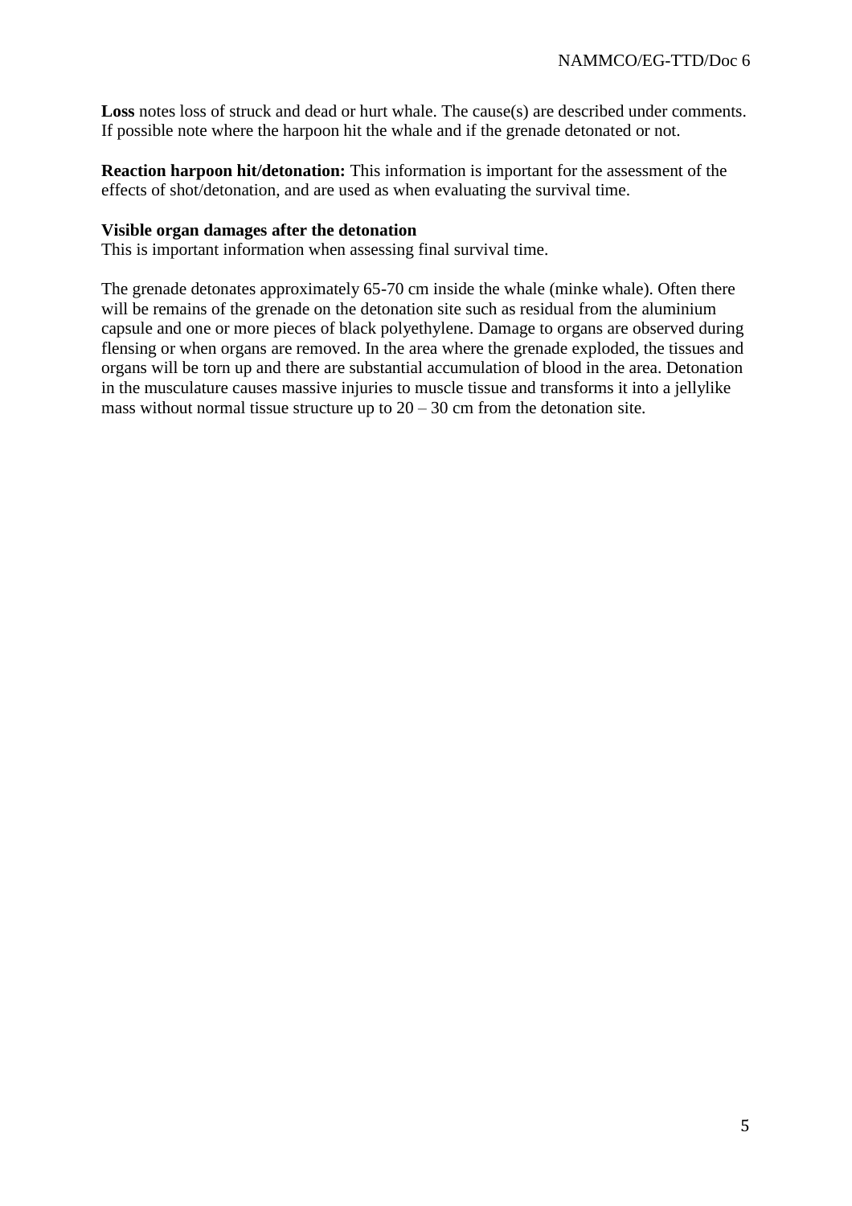**Loss** notes loss of struck and dead or hurt whale. The cause(s) are described under comments. If possible note where the harpoon hit the whale and if the grenade detonated or not.

**Reaction harpoon hit/detonation:** This information is important for the assessment of the effects of shot/detonation, and are used as when evaluating the survival time.

**Visible organ damages after the detonation**
This is important information when assessing final survival time.

The grenade detonates approximately 65-70 cm inside the whale (minke whale). Often there will be remains of the grenade on the detonation site such as residual from the aluminium capsule and one or more pieces of black polyethylene. Damage to organs are observed during flensing or when organs are removed. In the area where the grenade exploded, the tissues and organs will be torn up and there are substantial accumulation of blood in the area. Detonation in the musculature causes massive injuries to muscle tissue and transforms it into a jellylike mass without normal tissue structure up to 20 – 30 cm from the detonation site.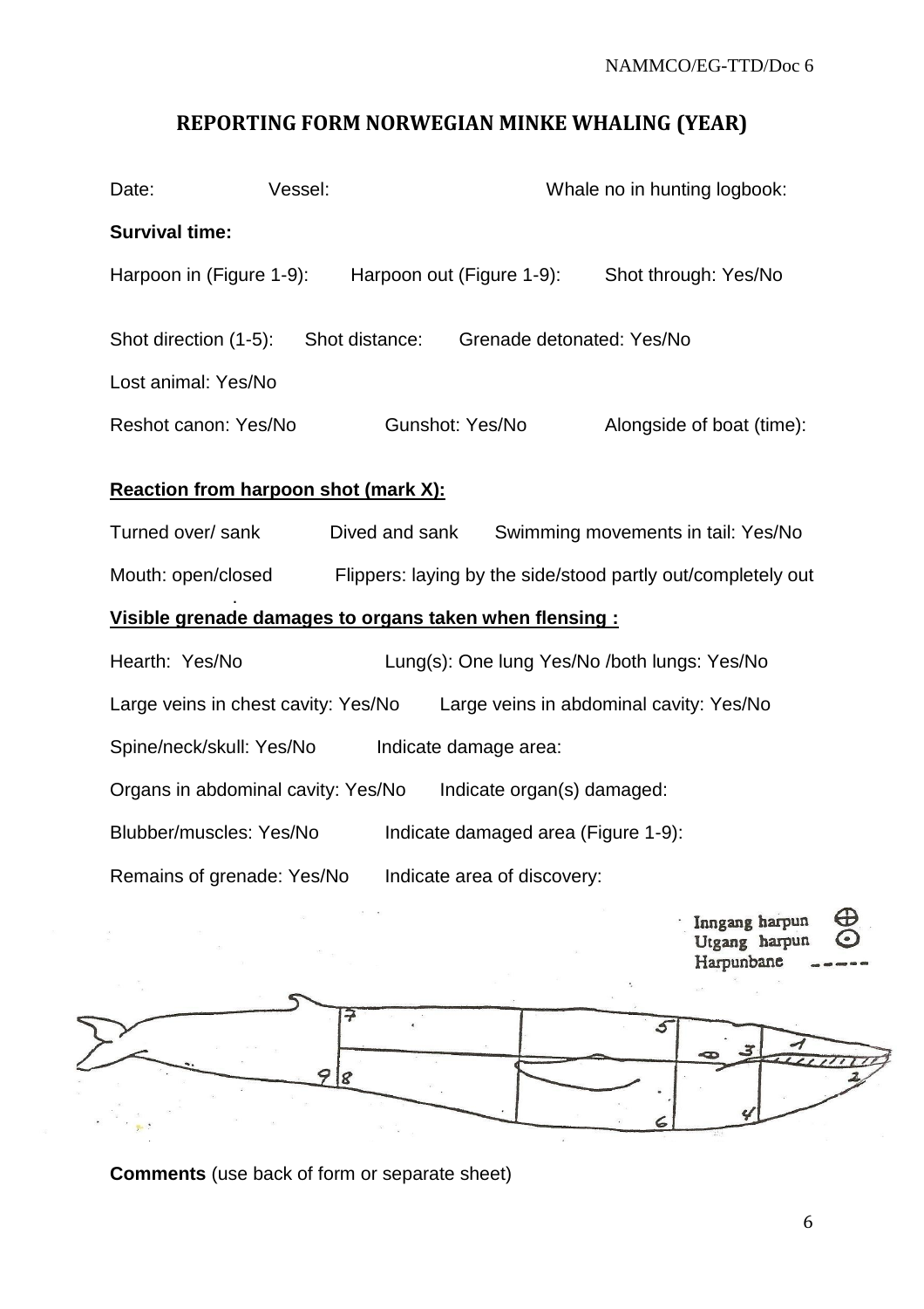# REPORTING FORM NORWEGIAN MINKE WHALING (YEAR)

Date: Vessel: Whale no in hunting logbook:

**Survival time:**

Harpoon in (Figure 1-9): Harpoon out (Figure 1-9): Shot through: Yes/No

Shot direction (1-5): Shot distance: Grenade detonated: Yes/No

Lost animal: Yes/No

Reshot canon: Yes/No Gunshot: Yes/No Alongside of boat (time):

**Reaction from harpoon shot (mark X):**

Turned over/ sank Dived and sank Swimming movements in tail: Yes/No

Mouth: open/closed Flippers: laying by the side/stood partly out/completely out

**Visible grenade damages to organs taken when flensing :**

Hearth: Yes/No Lung(s): One lung Yes/No /both lungs: Yes/No

Large veins in chest cavity: Yes/No Large veins in abdominal cavity: Yes/No

Spine/neck/skull: Yes/No Indicate damage area:

Organs in abdominal cavity: Yes/No Indicate organ(s) damaged:

Blubber/muscles: Yes/No Indicate damaged area (Figure 1-9):

Remains of grenade: Yes/No Indicate area of discovery:

Inngang harpun ⊕
Utgang harpun ⊙
Harpunbane - - - - -

7 5 3 1
9 8 2
6 4

**Comments** (use back of form or separate sheet)